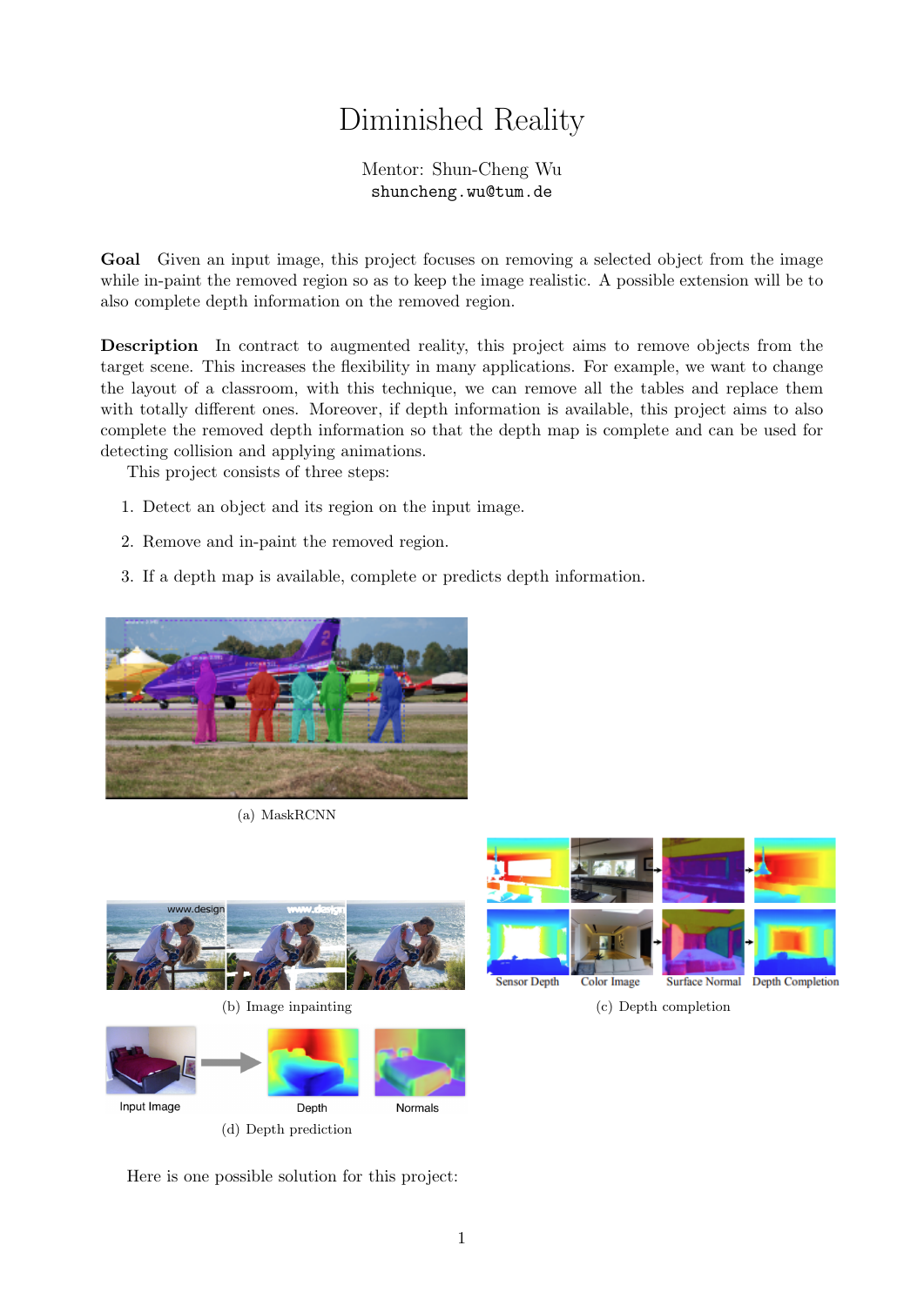# Diminished Reality

Mentor: Shun-Cheng Wu
shuncheng.wu@tum.de

**Goal** Given an input image, this project focuses on removing a selected object from the image while in-paint the removed region so as to keep the image realistic. A possible extension will be to also complete depth information on the removed region.

**Description** In contract to augmented reality, this project aims to remove objects from the target scene. This increases the flexibility in many applications. For example, we want to change the layout of a classroom, with this technique, we can remove all the tables and replace them with totally different ones. Moreover, if depth information is available, this project aims to also complete the removed depth information so that the depth map is complete and can be used for detecting collision and applying animations.

This project consists of three steps:

1. Detect an object and its region on the input image.
2. Remove and in-paint the removed region.
3. If a depth map is available, complete or predicts depth information.

(a) MaskRCNN

(b) Image inpainting

(c) Depth completion

(d) Depth prediction

Here is one possible solution for this project: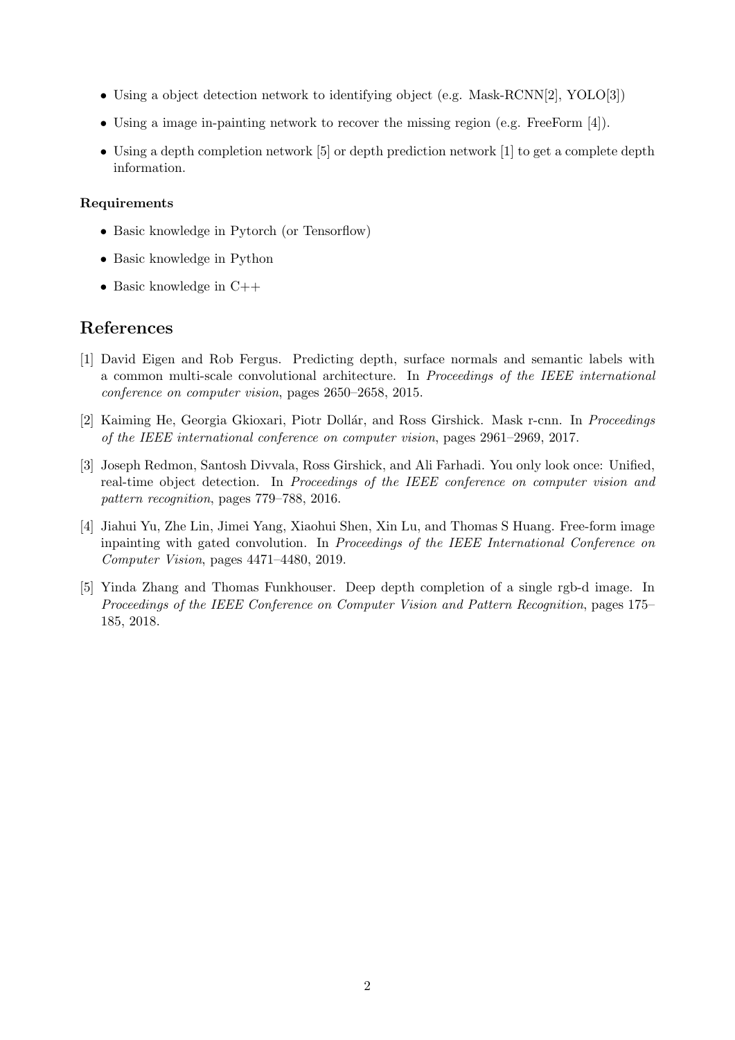- Using a object detection network to identifying object (e.g. Mask-RCNN[2], YOLO[3])
- Using a image in-painting network to recover the missing region (e.g. FreeForm [4]).
- Using a depth completion network [5] or depth prediction network [1] to get a complete depth information.

#### Requirements

- Basic knowledge in Pytorch (or Tensorflow)
- Basic knowledge in Python
- Basic knowledge in C++

## References

[1] David Eigen and Rob Fergus. Predicting depth, surface normals and semantic labels with a common multi-scale convolutional architecture. In *Proceedings of the IEEE international conference on computer vision*, pages 2650–2658, 2015.

[2] Kaiming He, Georgia Gkioxari, Piotr Dollár, and Ross Girshick. Mask r-cnn. In *Proceedings of the IEEE international conference on computer vision*, pages 2961–2969, 2017.

[3] Joseph Redmon, Santosh Divvala, Ross Girshick, and Ali Farhadi. You only look once: Unified, real-time object detection. In *Proceedings of the IEEE conference on computer vision and pattern recognition*, pages 779–788, 2016.

[4] Jiahui Yu, Zhe Lin, Jimei Yang, Xiaohui Shen, Xin Lu, and Thomas S Huang. Free-form image inpainting with gated convolution. In *Proceedings of the IEEE International Conference on Computer Vision*, pages 4471–4480, 2019.

[5] Yinda Zhang and Thomas Funkhouser. Deep depth completion of a single rgb-d image. In *Proceedings of the IEEE Conference on Computer Vision and Pattern Recognition*, pages 175–185, 2018.